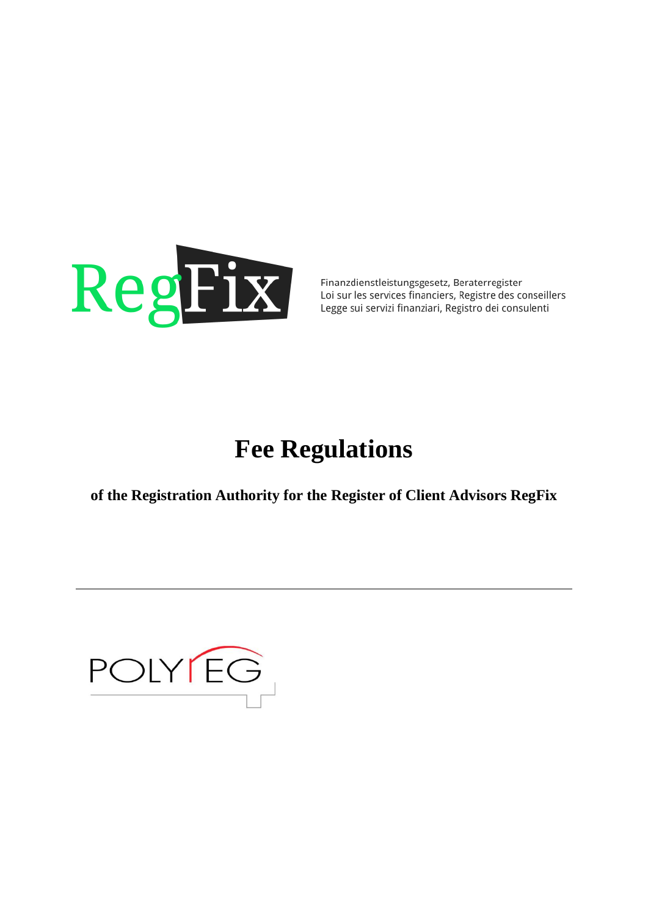RegFix

Finanzdienstleistungsgesetz, Beraterregister
Loi sur les services financiers, Registre des conseillers
Legge sui servizi finanziari, Registro dei consulenti

# Fee Regulations

**of the Registration Authority for the Register of Client Advisors RegFix**

---

POLYREG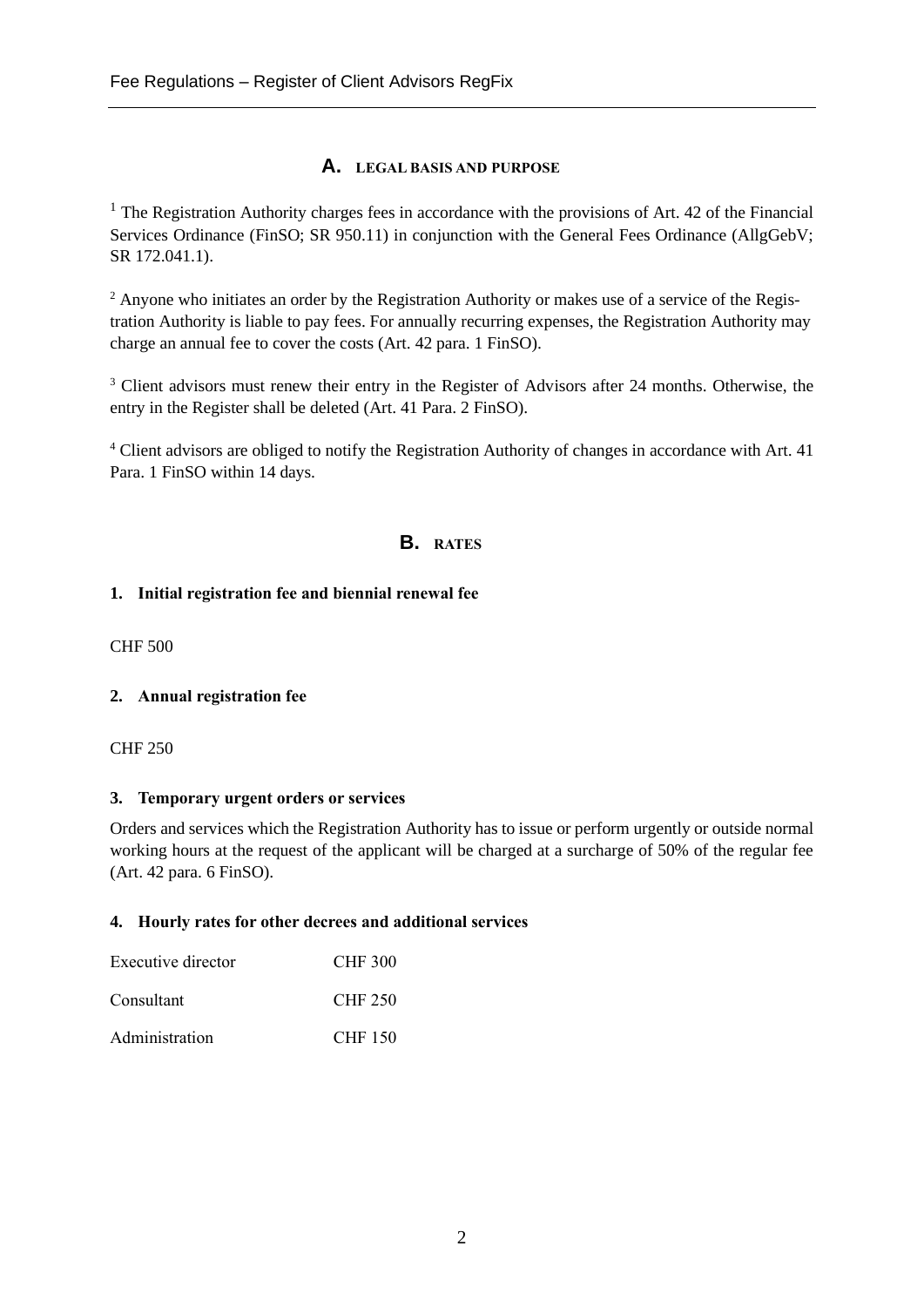## A. LEGAL BASIS AND PURPOSE

[1] The Registration Authority charges fees in accordance with the provisions of Art. 42 of the Financial Services Ordinance (FinSO; SR 950.11) in conjunction with the General Fees Ordinance (AllgGebV; SR 172.041.1).

[2] Anyone who initiates an order by the Registration Authority or makes use of a service of the Registration Authority is liable to pay fees. For annually recurring expenses, the Registration Authority may charge an annual fee to cover the costs (Art. 42 para. 1 FinSO).

[3] Client advisors must renew their entry in the Register of Advisors after 24 months. Otherwise, the entry in the Register shall be deleted (Art. 41 Para. 2 FinSO).

[4] Client advisors are obliged to notify the Registration Authority of changes in accordance with Art. 41 Para. 1 FinSO within 14 days.

## B. RATES

### 1. Initial registration fee and biennial renewal fee

CHF 500

### 2. Annual registration fee

CHF 250

### 3. Temporary urgent orders or services

Orders and services which the Registration Authority has to issue or perform urgently or outside normal working hours at the request of the applicant will be charged at a surcharge of 50% of the regular fee (Art. 42 para. 6 FinSO).

### 4. Hourly rates for other decrees and additional services

| | |
|---|---|
| Executive director | CHF 300 |
| Consultant | CHF 250 |
| Administration | CHF 150 |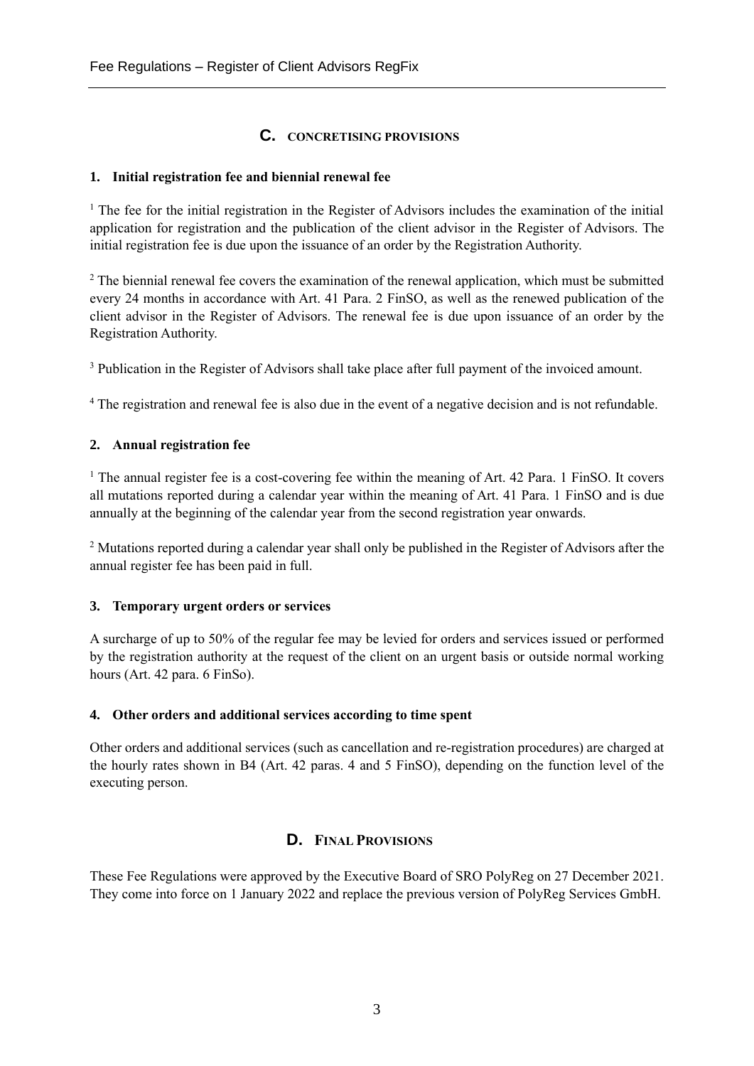## C. CONCRETISING PROVISIONS

### 1. Initial registration fee and biennial renewal fee

[1] The fee for the initial registration in the Register of Advisors includes the examination of the initial application for registration and the publication of the client advisor in the Register of Advisors. The initial registration fee is due upon the issuance of an order by the Registration Authority.

[2] The biennial renewal fee covers the examination of the renewal application, which must be submitted every 24 months in accordance with Art. 41 Para. 2 FinSO, as well as the renewed publication of the client advisor in the Register of Advisors. The renewal fee is due upon issuance of an order by the Registration Authority.

[3] Publication in the Register of Advisors shall take place after full payment of the invoiced amount.

[4] The registration and renewal fee is also due in the event of a negative decision and is not refundable.

### 2. Annual registration fee

[1] The annual register fee is a cost-covering fee within the meaning of Art. 42 Para. 1 FinSO. It covers all mutations reported during a calendar year within the meaning of Art. 41 Para. 1 FinSO and is due annually at the beginning of the calendar year from the second registration year onwards.

[2] Mutations reported during a calendar year shall only be published in the Register of Advisors after the annual register fee has been paid in full.

### 3. Temporary urgent orders or services

A surcharge of up to 50% of the regular fee may be levied for orders and services issued or performed by the registration authority at the request of the client on an urgent basis or outside normal working hours (Art. 42 para. 6 FinSo).

### 4. Other orders and additional services according to time spent

Other orders and additional services (such as cancellation and re-registration procedures) are charged at the hourly rates shown in B4 (Art. 42 paras. 4 and 5 FinSO), depending on the function level of the executing person.

## D. FINAL PROVISIONS

These Fee Regulations were approved by the Executive Board of SRO PolyReg on 27 December 2021. They come into force on 1 January 2022 and replace the previous version of PolyReg Services GmbH.